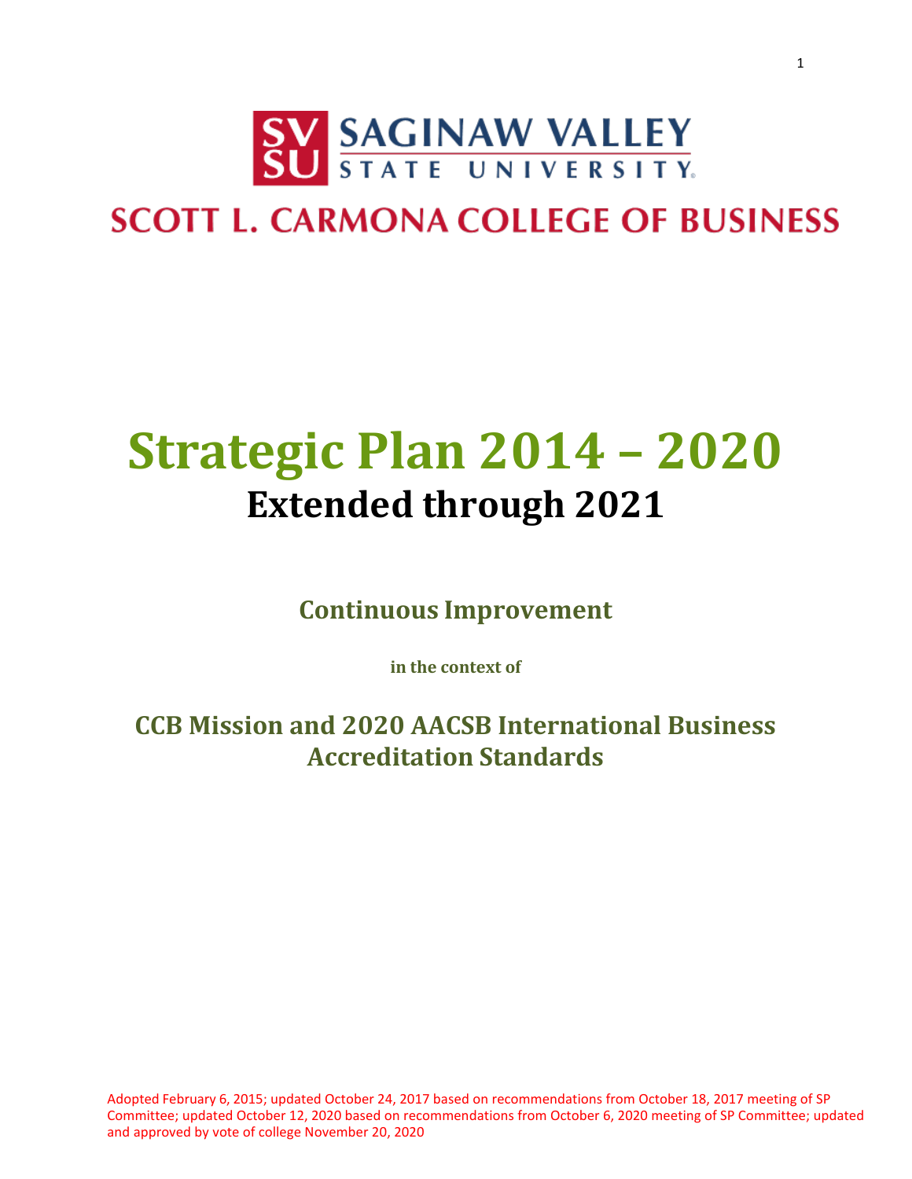SAGINAW VALLEY STATE UNIVERSITY

SCOTT L. CARMONA COLLEGE OF BUSINESS

# Strategic Plan 2014 – 2020

## Extended through 2021

### Continuous Improvement

**in the context of**

### CCB Mission and 2020 AACSB International Business Accreditation Standards

Adopted February 6, 2015; updated October 24, 2017 based on recommendations from October 18, 2017 meeting of SP Committee; updated October 12, 2020 based on recommendations from October 6, 2020 meeting of SP Committee; updated and approved by vote of college November 20, 2020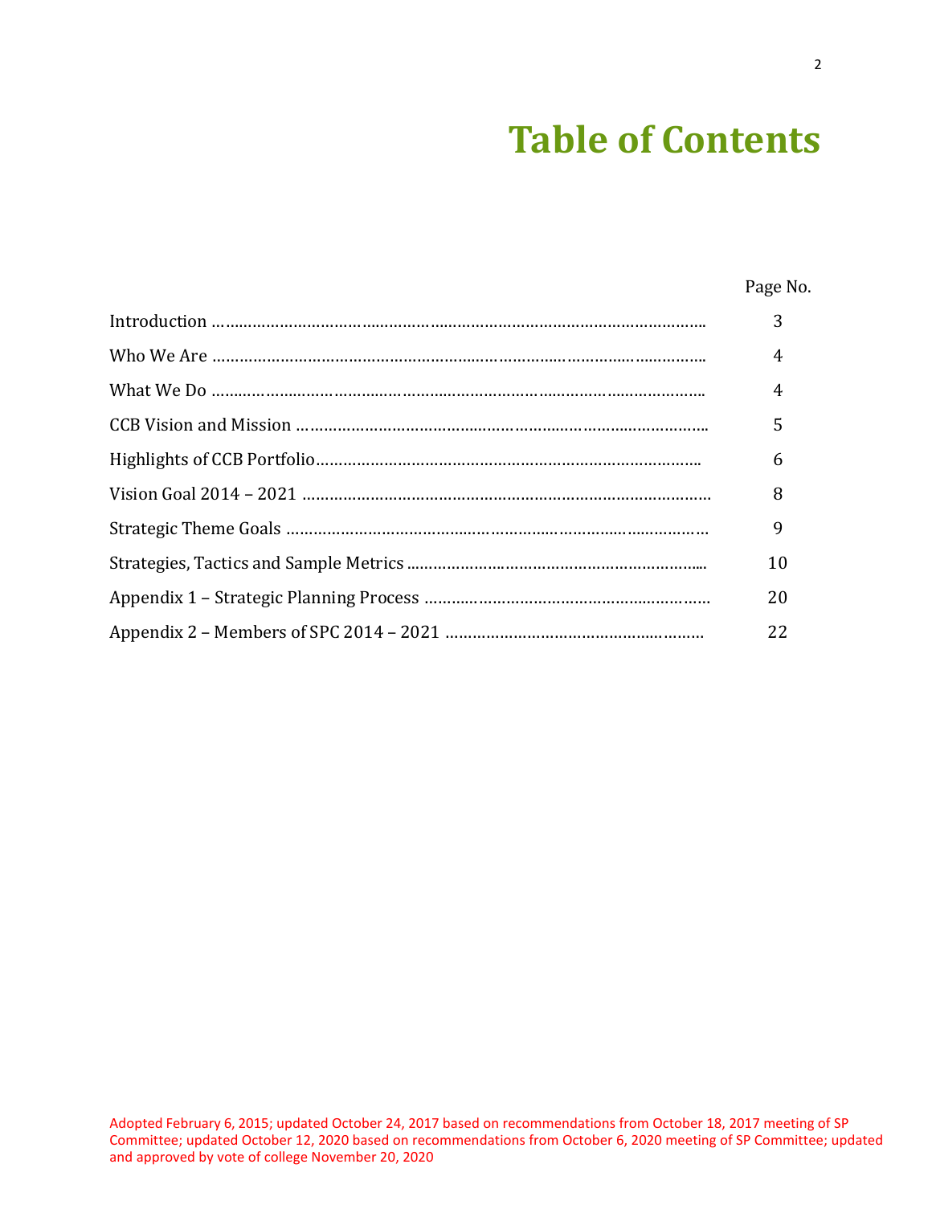# Table of Contents

| | Page No. |
|---|---|
| Introduction | 3 |
| Who We Are | 4 |
| What We Do | 4 |
| CCB Vision and Mission | 5 |
| Highlights of CCB Portfolio | 6 |
| Vision Goal 2014 – 2021 | 8 |
| Strategic Theme Goals | 9 |
| Strategies, Tactics and Sample Metrics | 10 |
| Appendix 1 – Strategic Planning Process | 20 |
| Appendix 2 – Members of SPC 2014 – 2021 | 22 |

Adopted February 6, 2015; updated October 24, 2017 based on recommendations from October 18, 2017 meeting of SP Committee; updated October 12, 2020 based on recommendations from October 6, 2020 meeting of SP Committee; updated and approved by vote of college November 20, 2020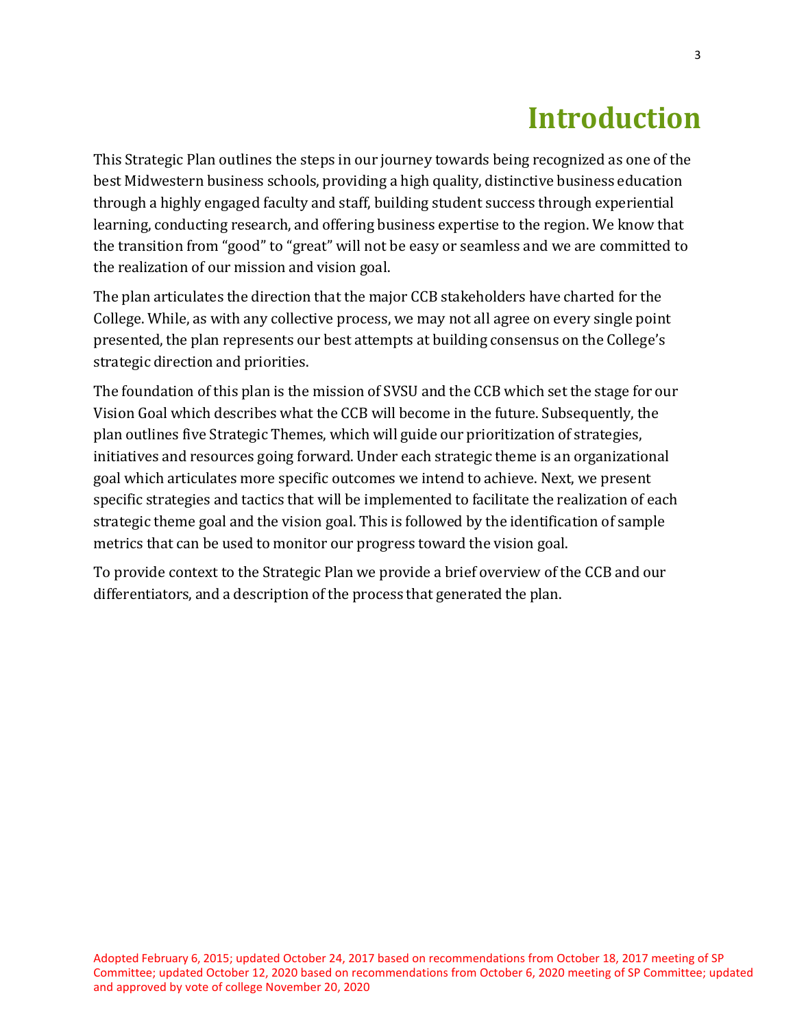# Introduction

This Strategic Plan outlines the steps in our journey towards being recognized as one of the best Midwestern business schools, providing a high quality, distinctive business education through a highly engaged faculty and staff, building student success through experiential learning, conducting research, and offering business expertise to the region. We know that the transition from "good" to "great" will not be easy or seamless and we are committed to the realization of our mission and vision goal.

The plan articulates the direction that the major CCB stakeholders have charted for the College. While, as with any collective process, we may not all agree on every single point presented, the plan represents our best attempts at building consensus on the College's strategic direction and priorities.

The foundation of this plan is the mission of SVSU and the CCB which set the stage for our Vision Goal which describes what the CCB will become in the future. Subsequently, the plan outlines five Strategic Themes, which will guide our prioritization of strategies, initiatives and resources going forward. Under each strategic theme is an organizational goal which articulates more specific outcomes we intend to achieve. Next, we present specific strategies and tactics that will be implemented to facilitate the realization of each strategic theme goal and the vision goal. This is followed by the identification of sample metrics that can be used to monitor our progress toward the vision goal.

To provide context to the Strategic Plan we provide a brief overview of the CCB and our differentiators, and a description of the process that generated the plan.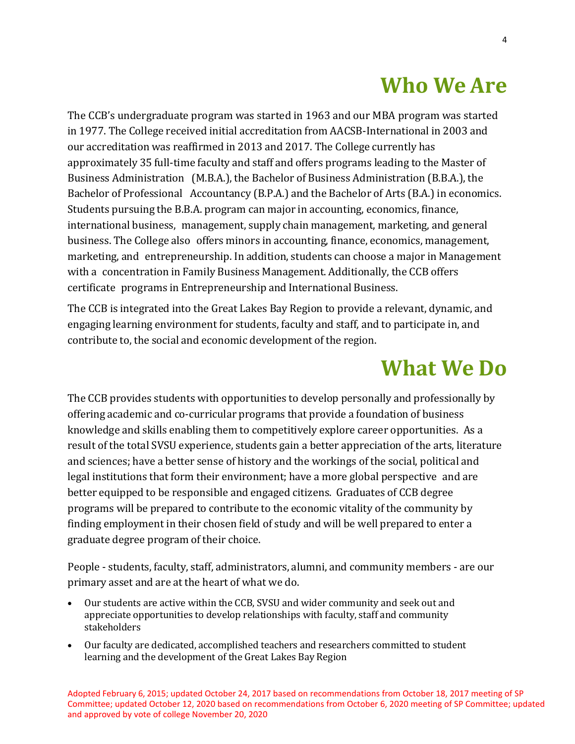# Who We Are

The CCB's undergraduate program was started in 1963 and our MBA program was started in 1977. The College received initial accreditation from AACSB-International in 2003 and our accreditation was reaffirmed in 2013 and 2017. The College currently has approximately 35 full-time faculty and staff and offers programs leading to the Master of Business Administration (M.B.A.), the Bachelor of Business Administration (B.B.A.), the Bachelor of Professional Accountancy (B.P.A.) and the Bachelor of Arts (B.A.) in economics. Students pursuing the B.B.A. program can major in accounting, economics, finance, international business, management, supply chain management, marketing, and general business. The College also offers minors in accounting, finance, economics, management, marketing, and entrepreneurship. In addition, students can choose a major in Management with a concentration in Family Business Management. Additionally, the CCB offers certificate programs in Entrepreneurship and International Business.

The CCB is integrated into the Great Lakes Bay Region to provide a relevant, dynamic, and engaging learning environment for students, faculty and staff, and to participate in, and contribute to, the social and economic development of the region.

# What We Do

The CCB provides students with opportunities to develop personally and professionally by offering academic and co-curricular programs that provide a foundation of business knowledge and skills enabling them to competitively explore career opportunities. As a result of the total SVSU experience, students gain a better appreciation of the arts, literature and sciences; have a better sense of history and the workings of the social, political and legal institutions that form their environment; have a more global perspective and are better equipped to be responsible and engaged citizens. Graduates of CCB degree programs will be prepared to contribute to the economic vitality of the community by finding employment in their chosen field of study and will be well prepared to enter a graduate degree program of their choice.

People - students, faculty, staff, administrators, alumni, and community members - are our primary asset and are at the heart of what we do.

- Our students are active within the CCB, SVSU and wider community and seek out and appreciate opportunities to develop relationships with faculty, staff and community stakeholders
- Our faculty are dedicated, accomplished teachers and researchers committed to student learning and the development of the Great Lakes Bay Region

Adopted February 6, 2015; updated October 24, 2017 based on recommendations from October 18, 2017 meeting of SP Committee; updated October 12, 2020 based on recommendations from October 6, 2020 meeting of SP Committee; updated and approved by vote of college November 20, 2020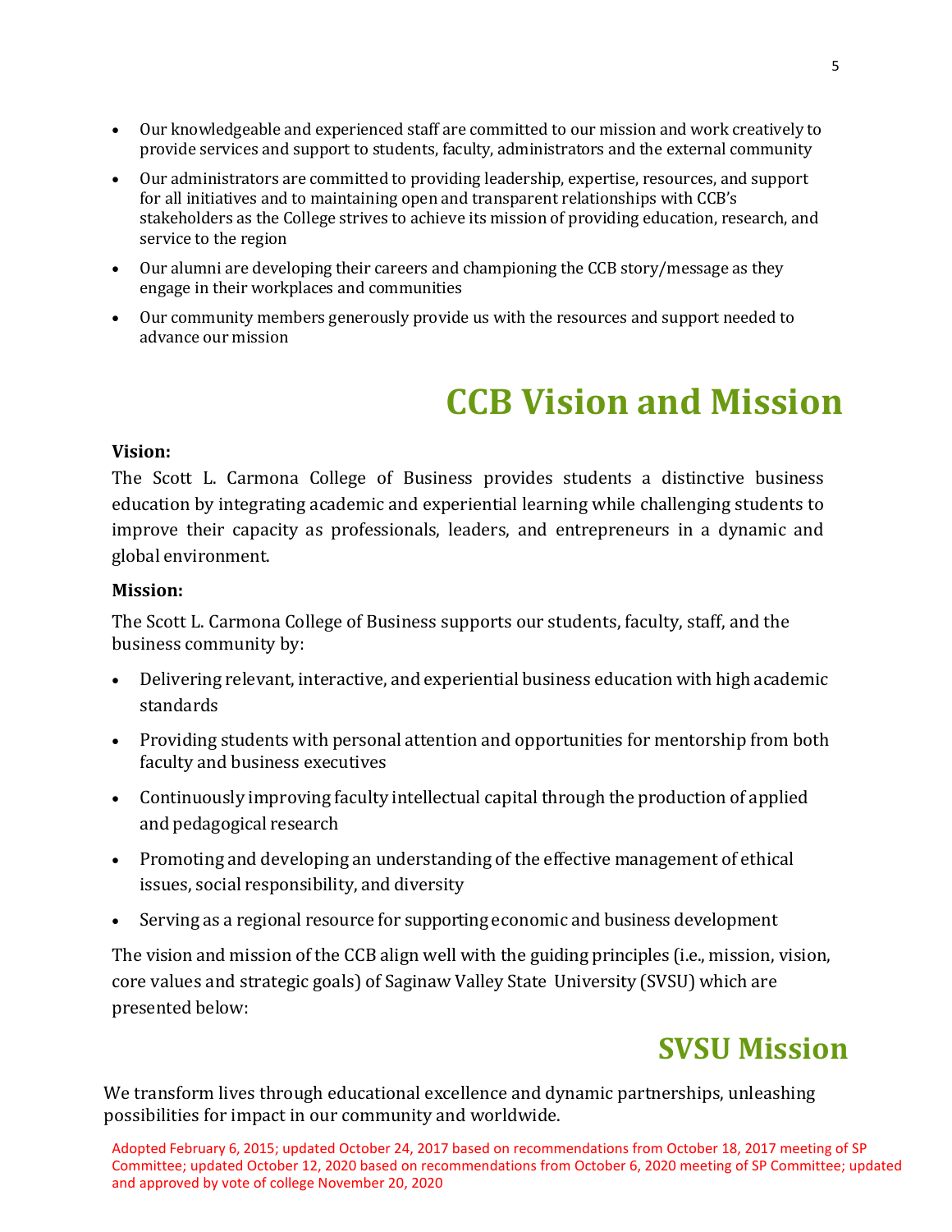- Our knowledgeable and experienced staff are committed to our mission and work creatively to provide services and support to students, faculty, administrators and the external community
- Our administrators are committed to providing leadership, expertise, resources, and support for all initiatives and to maintaining open and transparent relationships with CCB's stakeholders as the College strives to achieve its mission of providing education, research, and service to the region
- Our alumni are developing their careers and championing the CCB story/message as they engage in their workplaces and communities
- Our community members generously provide us with the resources and support needed to advance our mission

# CCB Vision and Mission

**Vision:**

The Scott L. Carmona College of Business provides students a distinctive business education by integrating academic and experiential learning while challenging students to improve their capacity as professionals, leaders, and entrepreneurs in a dynamic and global environment.

**Mission:**

The Scott L. Carmona College of Business supports our students, faculty, staff, and the business community by:

- Delivering relevant, interactive, and experiential business education with high academic standards
- Providing students with personal attention and opportunities for mentorship from both faculty and business executives
- Continuously improving faculty intellectual capital through the production of applied and pedagogical research
- Promoting and developing an understanding of the effective management of ethical issues, social responsibility, and diversity
- Serving as a regional resource for supporting economic and business development

The vision and mission of the CCB align well with the guiding principles (i.e., mission, vision, core values and strategic goals) of Saginaw Valley State University (SVSU) which are presented below:

# SVSU Mission

We transform lives through educational excellence and dynamic partnerships, unleashing possibilities for impact in our community and worldwide.

Adopted February 6, 2015; updated October 24, 2017 based on recommendations from October 18, 2017 meeting of SP Committee; updated October 12, 2020 based on recommendations from October 6, 2020 meeting of SP Committee; updated and approved by vote of college November 20, 2020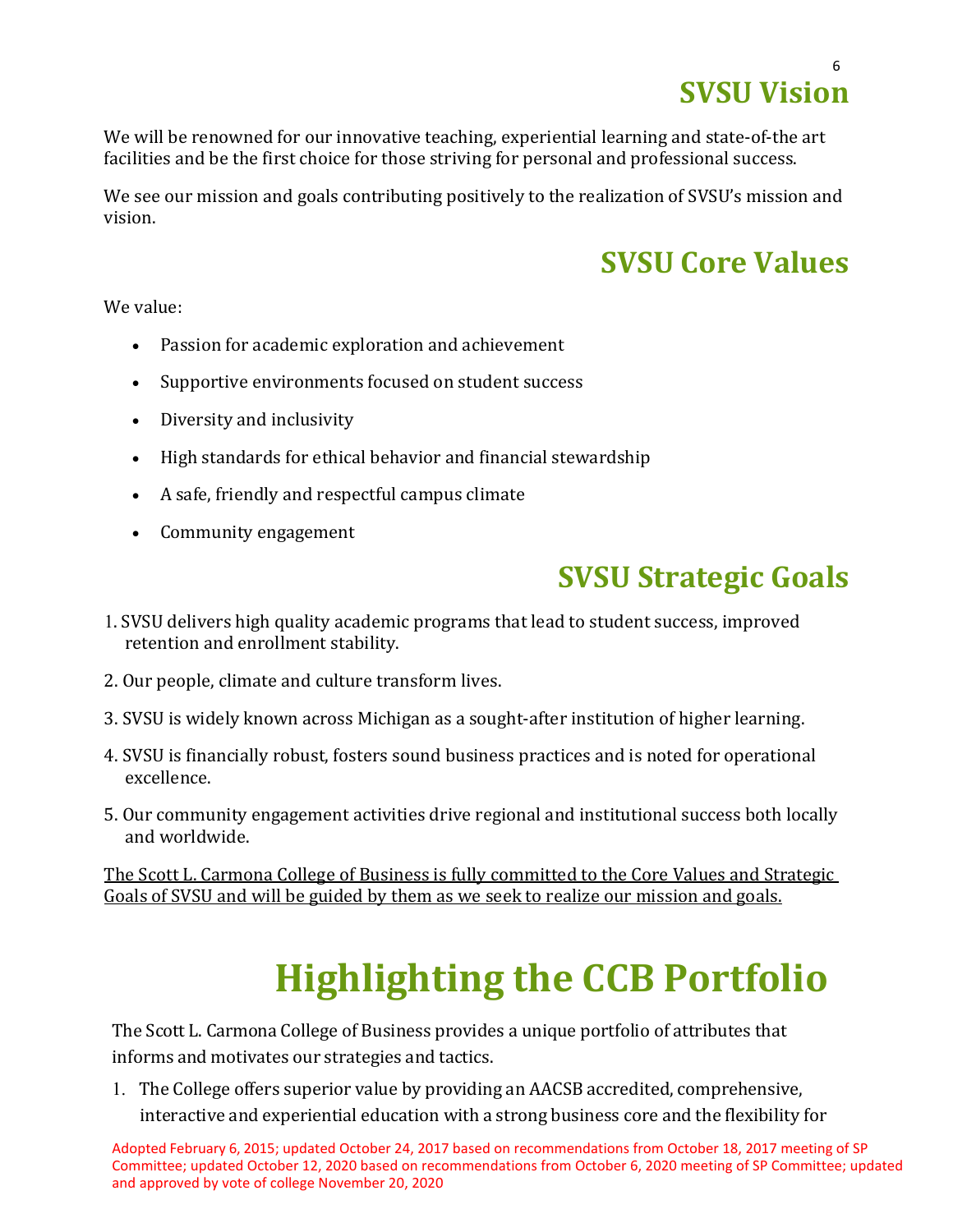## SVSU Vision

We will be renowned for our innovative teaching, experiential learning and state-of-the art facilities and be the first choice for those striving for personal and professional success.

We see our mission and goals contributing positively to the realization of SVSU's mission and vision.

## SVSU Core Values

We value:

- Passion for academic exploration and achievement
- Supportive environments focused on student success
- Diversity and inclusivity
- High standards for ethical behavior and financial stewardship
- A safe, friendly and respectful campus climate
- Community engagement

## SVSU Strategic Goals

1. SVSU delivers high quality academic programs that lead to student success, improved retention and enrollment stability.
2. Our people, climate and culture transform lives.
3. SVSU is widely known across Michigan as a sought-after institution of higher learning.
4. SVSU is financially robust, fosters sound business practices and is noted for operational excellence.
5. Our community engagement activities drive regional and institutional success both locally and worldwide.

<u>The Scott L. Carmona College of Business is fully committed to the Core Values and Strategic Goals of SVSU and will be guided by them as we seek to realize our mission and goals.</u>

# Highlighting the CCB Portfolio

The Scott L. Carmona College of Business provides a unique portfolio of attributes that informs and motivates our strategies and tactics.

1. The College offers superior value by providing an AACSB accredited, comprehensive, interactive and experiential education with a strong business core and the flexibility for

Adopted February 6, 2015; updated October 24, 2017 based on recommendations from October 18, 2017 meeting of SP Committee; updated October 12, 2020 based on recommendations from October 6, 2020 meeting of SP Committee; updated and approved by vote of college November 20, 2020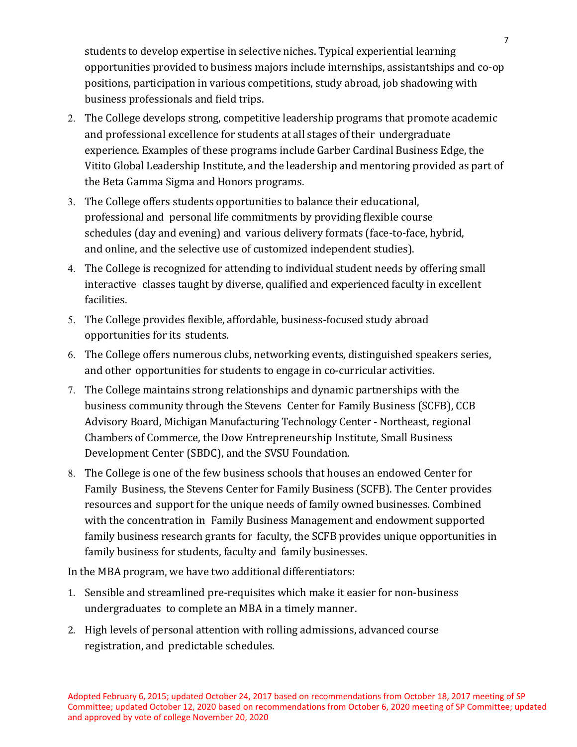students to develop expertise in selective niches. Typical experiential learning opportunities provided to business majors include internships, assistantships and co-op positions, participation in various competitions, study abroad, job shadowing with business professionals and field trips.

2. The College develops strong, competitive leadership programs that promote academic and professional excellence for students at all stages of their undergraduate experience. Examples of these programs include Garber Cardinal Business Edge, the Vitito Global Leadership Institute, and the leadership and mentoring provided as part of the Beta Gamma Sigma and Honors programs.
3. The College offers students opportunities to balance their educational, professional and personal life commitments by providing flexible course schedules (day and evening) and various delivery formats (face-to-face, hybrid, and online, and the selective use of customized independent studies).
4. The College is recognized for attending to individual student needs by offering small interactive classes taught by diverse, qualified and experienced faculty in excellent facilities.
5. The College provides flexible, affordable, business-focused study abroad opportunities for its students.
6. The College offers numerous clubs, networking events, distinguished speakers series, and other opportunities for students to engage in co-curricular activities.
7. The College maintains strong relationships and dynamic partnerships with the business community through the Stevens Center for Family Business (SCFB), CCB Advisory Board, Michigan Manufacturing Technology Center - Northeast, regional Chambers of Commerce, the Dow Entrepreneurship Institute, Small Business Development Center (SBDC), and the SVSU Foundation.
8. The College is one of the few business schools that houses an endowed Center for Family Business, the Stevens Center for Family Business (SCFB). The Center provides resources and support for the unique needs of family owned businesses. Combined with the concentration in Family Business Management and endowment supported family business research grants for faculty, the SCFB provides unique opportunities in family business for students, faculty and family businesses.

In the MBA program, we have two additional differentiators:

1. Sensible and streamlined pre-requisites which make it easier for non-business undergraduates to complete an MBA in a timely manner.
2. High levels of personal attention with rolling admissions, advanced course registration, and predictable schedules.

Adopted February 6, 2015; updated October 24, 2017 based on recommendations from October 18, 2017 meeting of SP Committee; updated October 12, 2020 based on recommendations from October 6, 2020 meeting of SP Committee; updated and approved by vote of college November 20, 2020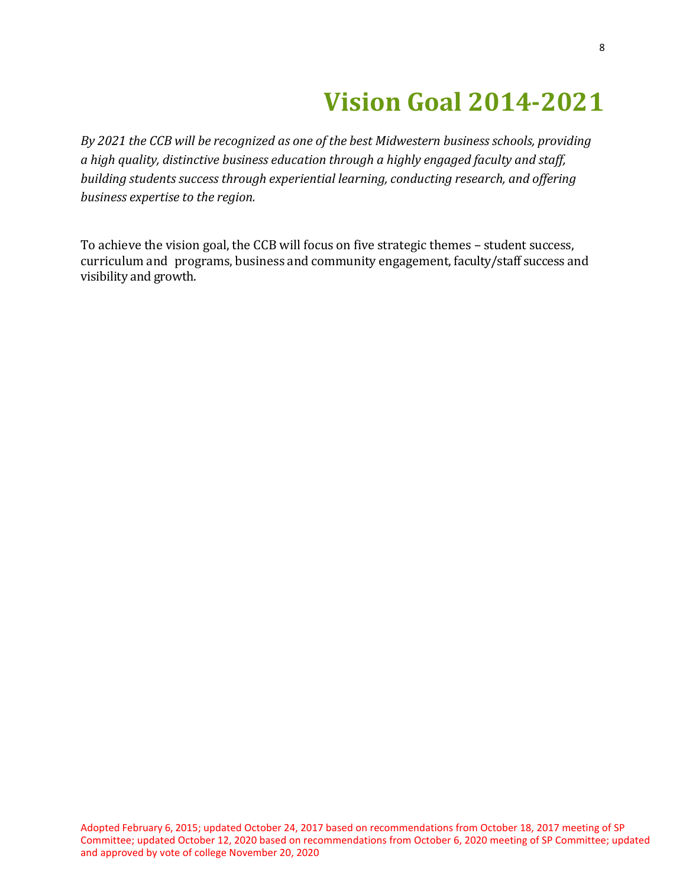# Vision Goal 2014-2021

*By 2021 the CCB will be recognized as one of the best Midwestern business schools, providing a high quality, distinctive business education through a highly engaged faculty and staff, building students success through experiential learning, conducting research, and offering business expertise to the region.*

To achieve the vision goal, the CCB will focus on five strategic themes – student success, curriculum and programs, business and community engagement, faculty/staff success and visibility and growth.

Adopted February 6, 2015; updated October 24, 2017 based on recommendations from October 18, 2017 meeting of SP Committee; updated October 12, 2020 based on recommendations from October 6, 2020 meeting of SP Committee; updated and approved by vote of college November 20, 2020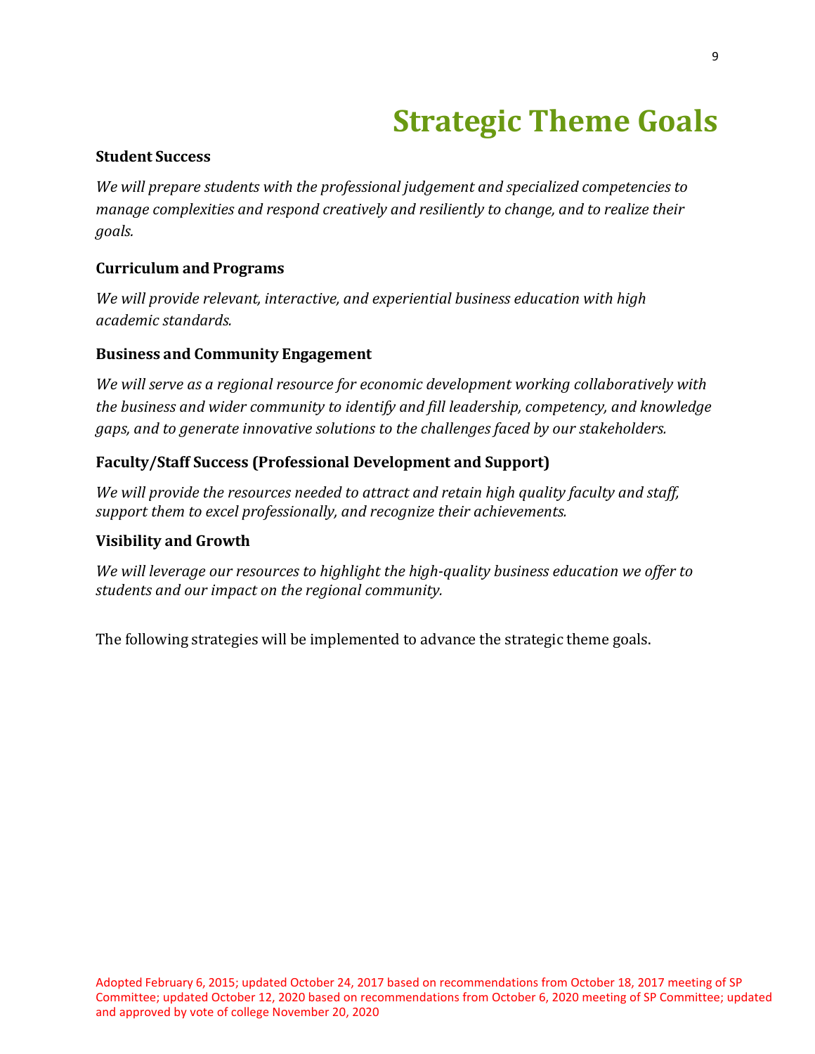# Strategic Theme Goals

**Student Success**

*We will prepare students with the professional judgement and specialized competencies to manage complexities and respond creatively and resiliently to change, and to realize their goals.*

**Curriculum and Programs**

*We will provide relevant, interactive, and experiential business education with high academic standards.*

**Business and Community Engagement**

*We will serve as a regional resource for economic development working collaboratively with the business and wider community to identify and fill leadership, competency, and knowledge gaps, and to generate innovative solutions to the challenges faced by our stakeholders.*

**Faculty/Staff Success (Professional Development and Support)**

*We will provide the resources needed to attract and retain high quality faculty and staff, support them to excel professionally, and recognize their achievements.*

**Visibility and Growth**

*We will leverage our resources to highlight the high-quality business education we offer to students and our impact on the regional community.*

The following strategies will be implemented to advance the strategic theme goals.

Adopted February 6, 2015; updated October 24, 2017 based on recommendations from October 18, 2017 meeting of SP Committee; updated October 12, 2020 based on recommendations from October 6, 2020 meeting of SP Committee; updated and approved by vote of college November 20, 2020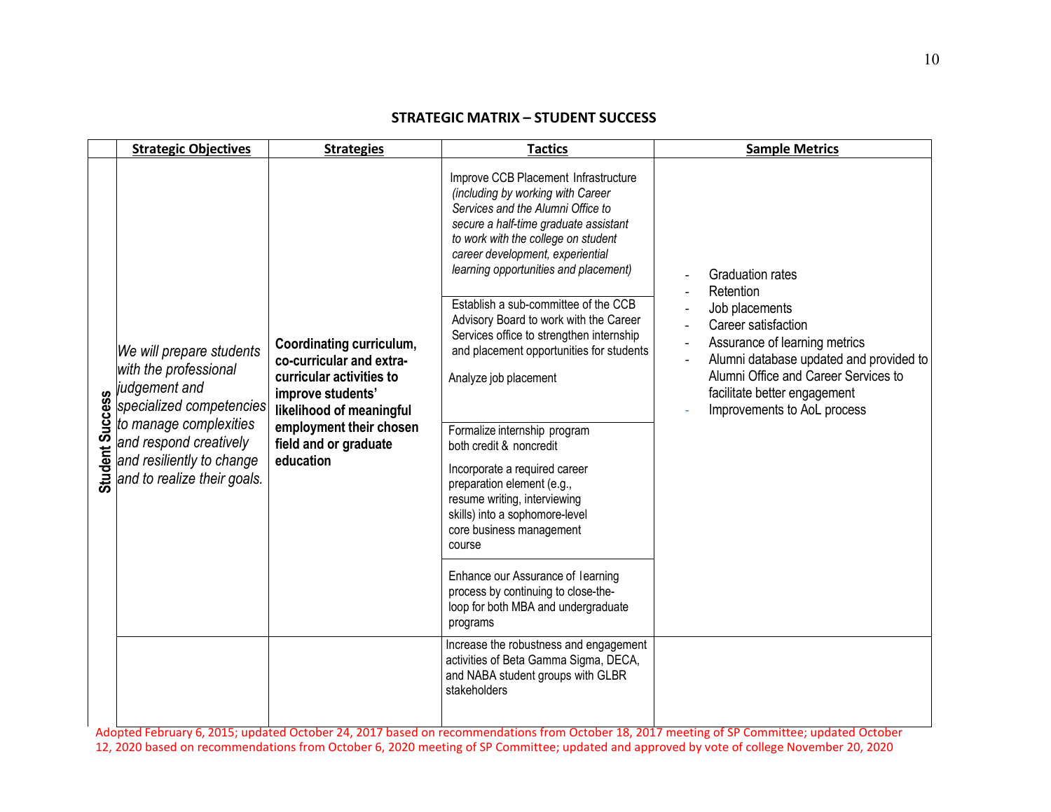## STRATEGIC MATRIX – STUDENT SUCCESS

| | Strategic Objectives | Strategies | Tactics | Sample Metrics |
|---|---|---|---|---|
| **Student Success** | *We will prepare students with the professional judgement and specialized competencies to manage complexities and respond creatively and resiliently to change and to realize their goals.* | **Coordinating curriculum, co-curricular and extra-curricular activities to improve students' likelihood of meaningful employment their chosen field and or graduate education** | Improve CCB Placement Infrastructure *(including by working with Career Services and the Alumni Office to secure a half-time graduate assistant to work with the college on student career development, experiential learning opportunities and placement)* | - Graduation rates<br>- Retention<br>- Job placements<br>- Career satisfaction<br>- Assurance of learning metrics<br>- Alumni database updated and provided to Alumni Office and Career Services to facilitate better engagement<br>- Improvements to AoL process |
| | | | Establish a sub-committee of the CCB Advisory Board to work with the Career Services office to strengthen internship and placement opportunities for students<br><br>Analyze job placement | |
| | | | Formalize internship program both credit & noncredit<br><br>Incorporate a required career preparation element (e.g., resume writing, interviewing skills) into a sophomore-level core business management course | |
| | | | Enhance our Assurance of learning process by continuing to close-the-loop for both MBA and undergraduate programs | |
| | | | Increase the robustness and engagement activities of Beta Gamma Sigma, DECA, and NABA student groups with GLBR stakeholders | |

Adopted February 6, 2015; updated October 24, 2017 based on recommendations from October 18, 2017 meeting of SP Committee; updated October 12, 2020 based on recommendations from October 6, 2020 meeting of SP Committee; updated and approved by vote of college November 20, 2020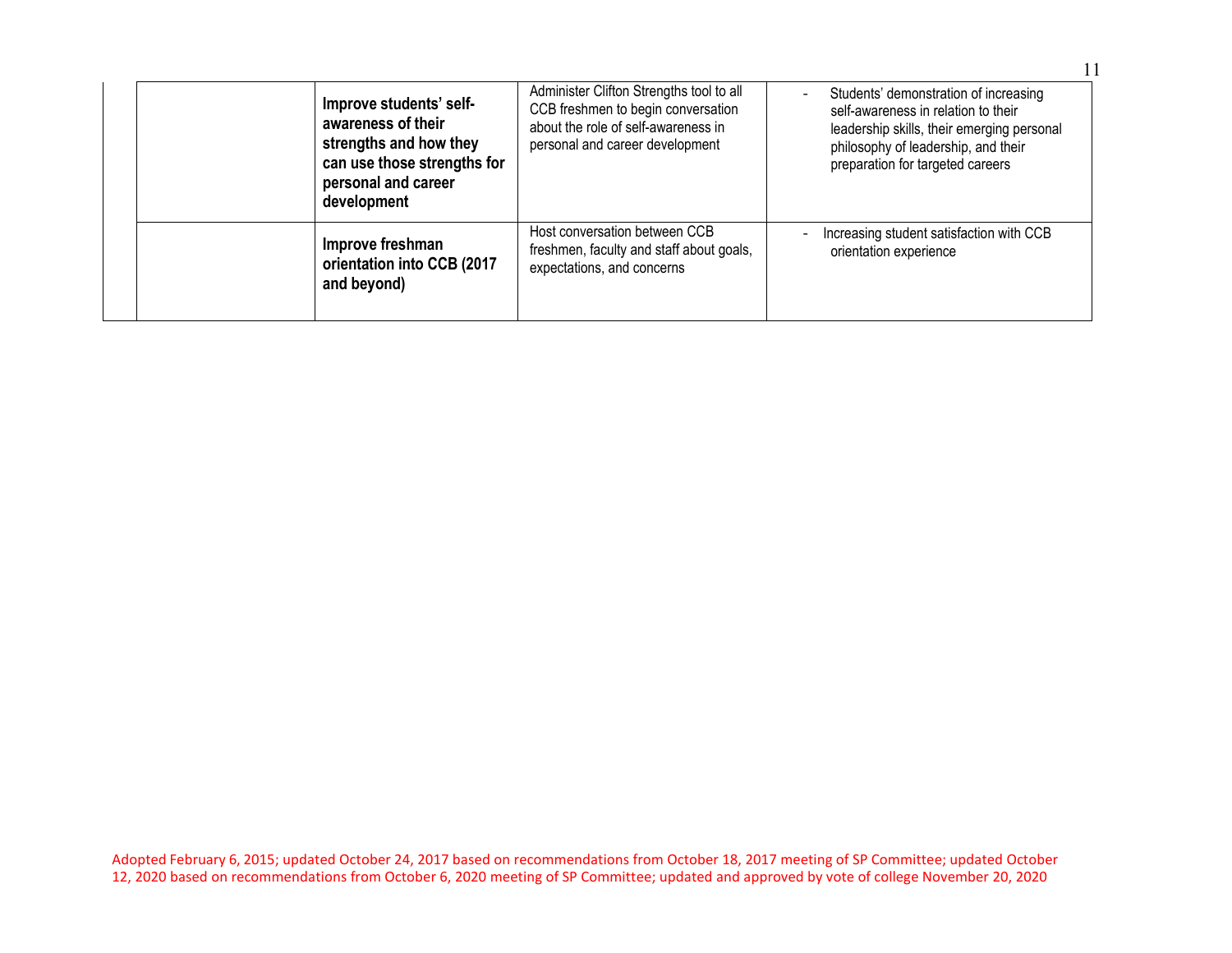|  |  |  |  |
|---|---|---|---|
|  | **Improve students' self-awareness of their strengths and how they can use those strengths for personal and career development** | Administer Clifton Strengths tool to all CCB freshmen to begin conversation about the role of self-awareness in personal and career development | - Students' demonstration of increasing self-awareness in relation to their leadership skills, their emerging personal philosophy of leadership, and their preparation for targeted careers |
|  | **Improve freshman orientation into CCB (2017 and beyond)** | Host conversation between CCB freshmen, faculty and staff about goals, expectations, and concerns | - Increasing student satisfaction with CCB orientation experience |

Adopted February 6, 2015; updated October 24, 2017 based on recommendations from October 18, 2017 meeting of SP Committee; updated October 12, 2020 based on recommendations from October 6, 2020 meeting of SP Committee; updated and approved by vote of college November 20, 2020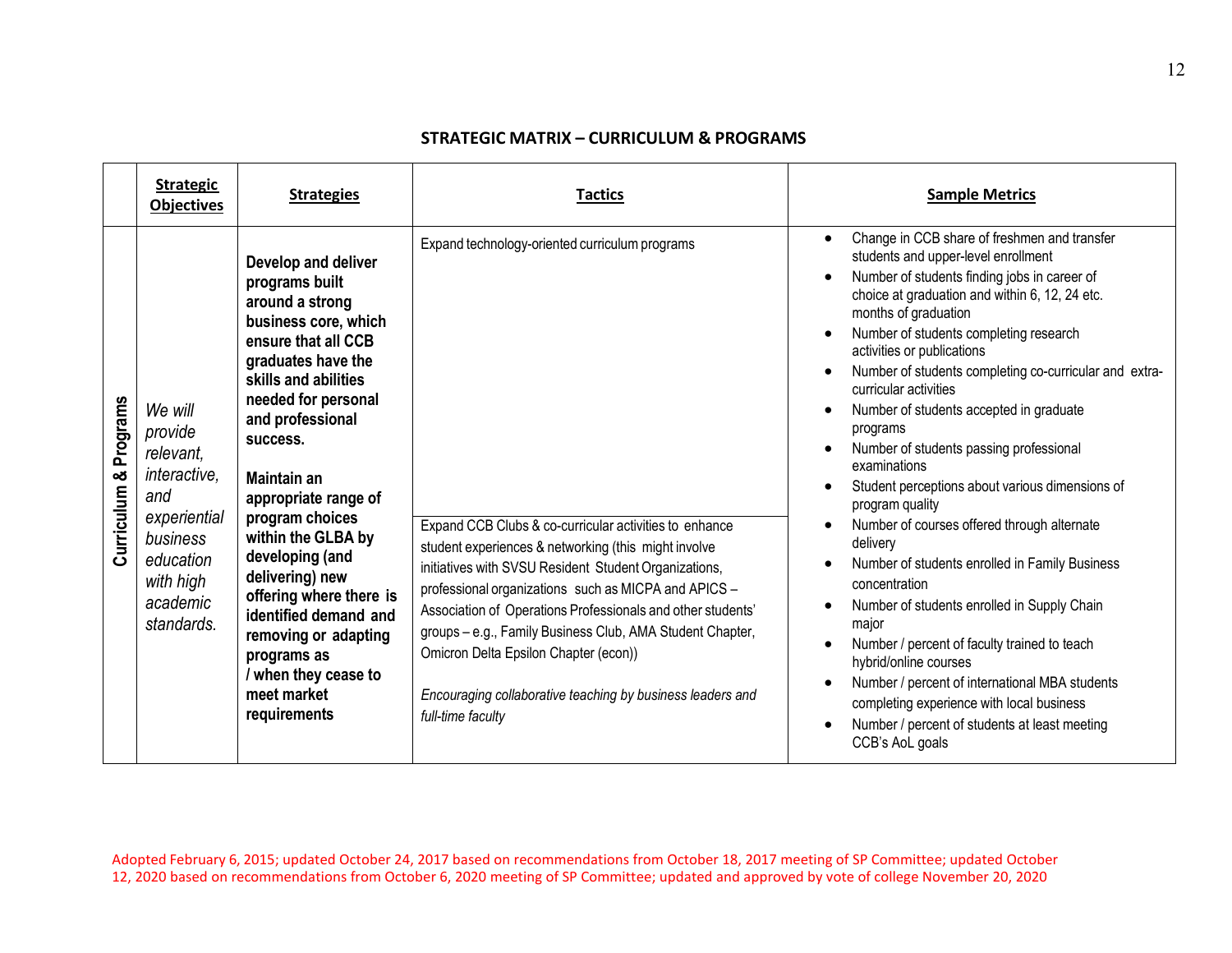## STRATEGIC MATRIX – CURRICULUM & PROGRAMS

| | **Strategic Objectives** | **Strategies** | **Tactics** | **Sample Metrics** |
|---|---|---|---|---|
| **Curriculum & Programs** | *We will provide relevant, interactive, and experiential business education with high academic standards.* | **Develop and deliver programs built around a strong business core, which ensure that all CCB graduates have the skills and abilities needed for personal and professional success.**<br><br>**Maintain an appropriate range of program choices within the GLBA by developing (and delivering) new offering where there is identified demand and removing or adapting programs as / when they cease to meet market requirements** | Expand technology-oriented curriculum programs<br><br>Expand CCB Clubs & co-curricular activities to enhance student experiences & networking (this might involve initiatives with SVSU Resident Student Organizations, professional organizations such as MICPA and APICS – Association of Operations Professionals and other students' groups – e.g., Family Business Club, AMA Student Chapter, Omicron Delta Epsilon Chapter (econ))<br><br>*Encouraging collaborative teaching by business leaders and full-time faculty* | • Change in CCB share of freshmen and transfer students and upper-level enrollment<br>• Number of students finding jobs in career of choice at graduation and within 6, 12, 24 etc. months of graduation<br>• Number of students completing research activities or publications<br>• Number of students completing co-curricular and extra-curricular activities<br>• Number of students accepted in graduate programs<br>• Number of students passing professional examinations<br>• Student perceptions about various dimensions of program quality<br>• Number of courses offered through alternate delivery<br>• Number of students enrolled in Family Business concentration<br>• Number of students enrolled in Supply Chain major<br>• Number / percent of faculty trained to teach hybrid/online courses<br>• Number / percent of international MBA students completing experience with local business<br>• Number / percent of students at least meeting CCB's AoL goals |

Adopted February 6, 2015; updated October 24, 2017 based on recommendations from October 18, 2017 meeting of SP Committee; updated October 12, 2020 based on recommendations from October 6, 2020 meeting of SP Committee; updated and approved by vote of college November 20, 2020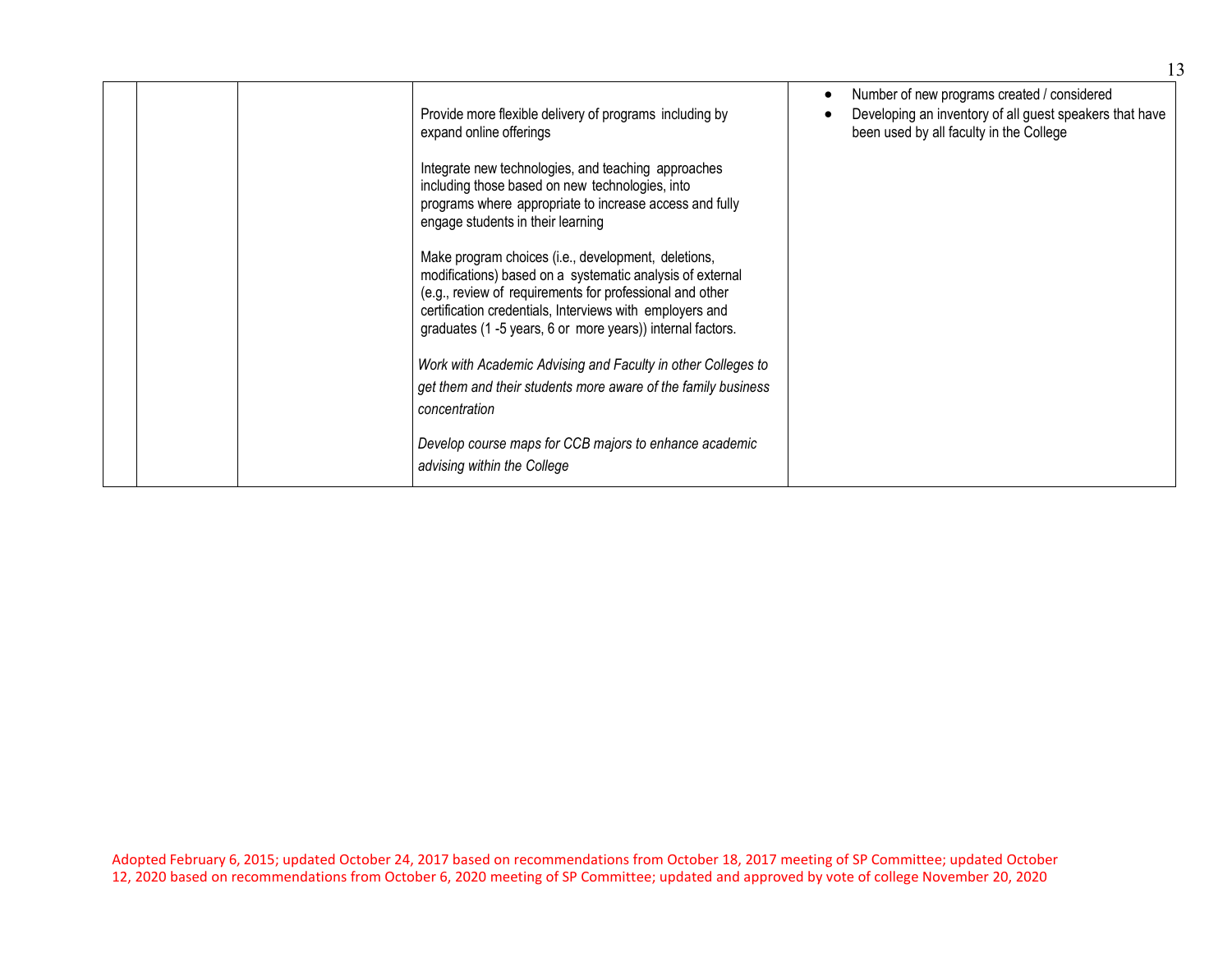| | | | | |
|---|---|---|---|---|
| | | | Provide more flexible delivery of programs including by expand online offerings<br><br>Integrate new technologies, and teaching approaches including those based on new technologies, into programs where appropriate to increase access and fully engage students in their learning<br><br>Make program choices (i.e., development, deletions, modifications) based on a systematic analysis of external (e.g., review of requirements for professional and other certification credentials, Interviews with employers and graduates (1 -5 years, 6 or more years)) internal factors.<br><br>*Work with Academic Advising and Faculty in other Colleges to get them and their students more aware of the family business concentration*<br><br>*Develop course maps for CCB majors to enhance academic advising within the College* | • Number of new programs created / considered<br>• Developing an inventory of all guest speakers that have been used by all faculty in the College |

Adopted February 6, 2015; updated October 24, 2017 based on recommendations from October 18, 2017 meeting of SP Committee; updated October 12, 2020 based on recommendations from October 6, 2020 meeting of SP Committee; updated and approved by vote of college November 20, 2020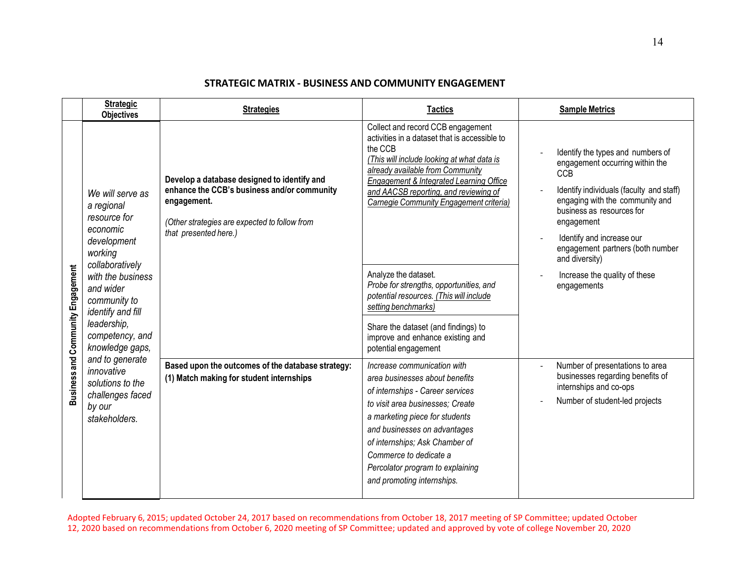## STRATEGIC MATRIX - BUSINESS AND COMMUNITY ENGAGEMENT

| | Strategic Objectives | Strategies | Tactics | Sample Metrics |
|---|---|---|---|---|
| **Business and Community Engagement** | *We will serve as a regional resource for economic development working collaboratively with the business and wider community to identify and fill leadership, competency, and knowledge gaps, and to generate innovative solutions to the challenges faced by our stakeholders.* | **Develop a database designed to identify and enhance the CCB's business and/or community engagement.** *(Other strategies are expected to follow from that presented here.)* | Collect and record CCB engagement activities in a dataset that is accessible to the CCB *(This will include looking at what data is already available from Community Engagement & Integrated Learning Office and AACSB reporting, and reviewing of Carnegie Community Engagement criteria)* | - Identify the types and numbers of engagement occurring within the CCB<br>- Identify individuals (faculty and staff) engaging with the community and business as resources for engagement<br>- Identify and increase our engagement partners (both number and diversity)<br>- Increase the quality of these engagements |
| | | | Analyze the dataset. *Probe for strengths, opportunities, and potential resources. (This will include setting benchmarks)* | |
| | | | Share the dataset (and findings) to improve and enhance existing and potential engagement | |
| | | **Based upon the outcomes of the database strategy: (1) Match making for student internships** | *Increase communication with area businesses about benefits of internships - Career services to visit area businesses; Create a marketing piece for students and businesses on advantages of internships; Ask Chamber of Commerce to dedicate a Percolator program to explaining and promoting internships.* | - Number of presentations to area businesses regarding benefits of internships and co-ops<br>- Number of student-led projects |

Adopted February 6, 2015; updated October 24, 2017 based on recommendations from October 18, 2017 meeting of SP Committee; updated October 12, 2020 based on recommendations from October 6, 2020 meeting of SP Committee; updated and approved by vote of college November 20, 2020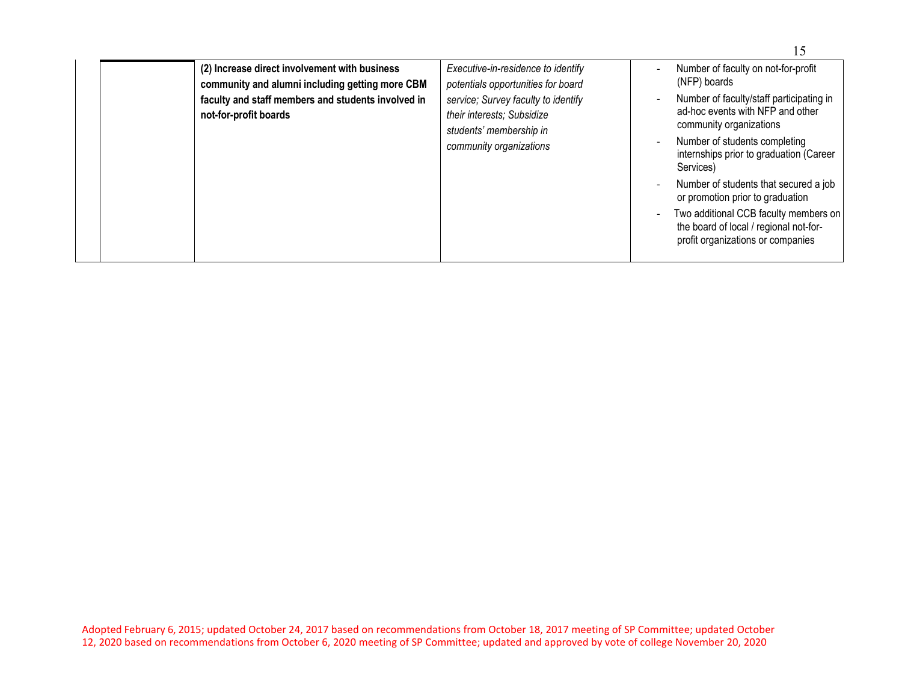| | | | |
|---|---|---|---|
| | **(2) Increase direct involvement with business community and alumni including getting more CBM faculty and staff members and students involved in not-for-profit boards** | *Executive-in-residence to identify potentials opportunities for board service; Survey faculty to identify their interests; Subsidize students' membership in community organizations* | - Number of faculty on not-for-profit (NFP) boards<br>- Number of faculty/staff participating in ad-hoc events with NFP and other community organizations<br>- Number of students completing internships prior to graduation (Career Services)<br>- Number of students that secured a job or promotion prior to graduation<br>- Two additional CCB faculty members on the board of local / regional not-for-profit organizations or companies |

Adopted February 6, 2015; updated October 24, 2017 based on recommendations from October 18, 2017 meeting of SP Committee; updated October 12, 2020 based on recommendations from October 6, 2020 meeting of SP Committee; updated and approved by vote of college November 20, 2020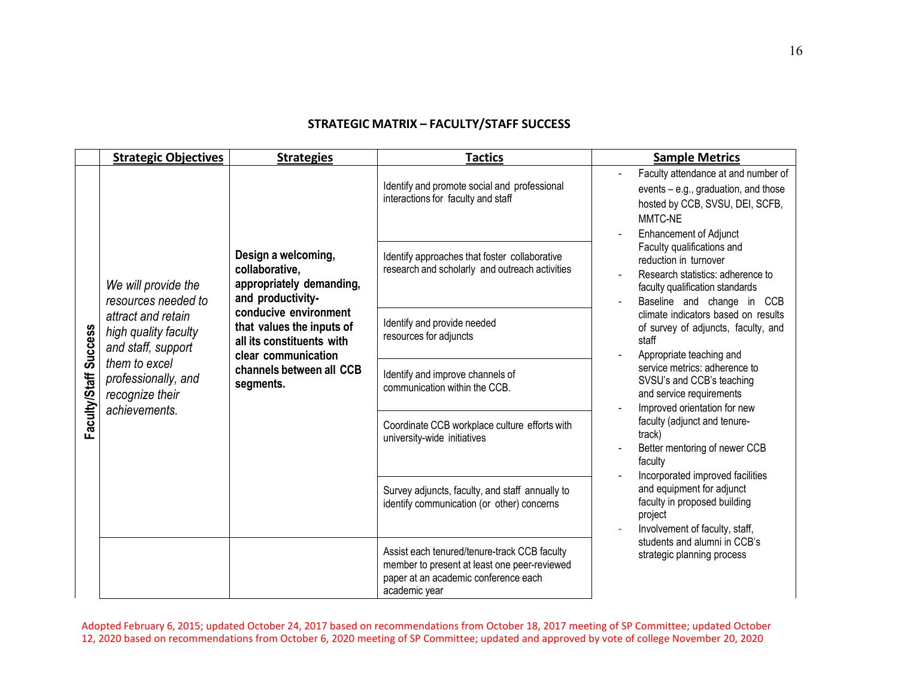## STRATEGIC MATRIX – FACULTY/STAFF SUCCESS

| | Strategic Objectives | Strategies | Tactics | Sample Metrics |
|---|---|---|---|---|
| **Faculty/Staff Success** | *We will provide the resources needed to attract and retain high quality faculty and staff, support them to excel professionally, and recognize their achievements.* | **Design a welcoming, collaborative, appropriately demanding, and productivity-conducive environment that values the inputs of all its constituents with clear communication channels between all CCB segments.** | Identify and promote social and professional interactions for faculty and staff | - Faculty attendance at and number of events – e.g., graduation, and those hosted by CCB, SVSU, DEI, SCFB, MMTC-NE<br>- Enhancement of Adjunct Faculty qualifications and reduction in turnover<br>- Research statistics: adherence to faculty qualification standards<br>- Baseline and change in CCB climate indicators based on results of survey of adjuncts, faculty, and staff<br>- Appropriate teaching and service metrics: adherence to SVSU's and CCB's teaching and service requirements<br>- Improved orientation for new faculty (adjunct and tenure-track)<br>- Better mentoring of newer CCB faculty<br>- Incorporated improved facilities and equipment for adjunct faculty in proposed building project<br>- Involvement of faculty, staff, students and alumni in CCB's strategic planning process |
| | | | Identify approaches that foster collaborative research and scholarly and outreach activities | |
| | | | Identify and provide needed resources for adjuncts | |
| | | | Identify and improve channels of communication within the CCB. | |
| | | | Coordinate CCB workplace culture efforts with university-wide initiatives | |
| | | | Survey adjuncts, faculty, and staff annually to identify communication (or other) concerns | |
| | | | Assist each tenured/tenure-track CCB faculty member to present at least one peer-reviewed paper at an academic conference each academic year | |

Adopted February 6, 2015; updated October 24, 2017 based on recommendations from October 18, 2017 meeting of SP Committee; updated October 12, 2020 based on recommendations from October 6, 2020 meeting of SP Committee; updated and approved by vote of college November 20, 2020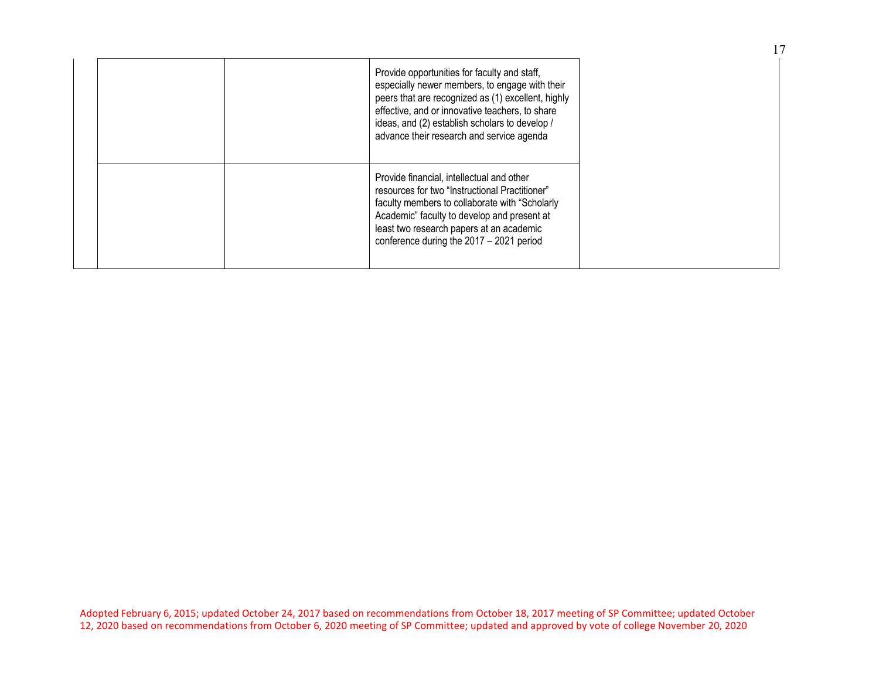| | | | | |
|---|---|---|---|---|
| | | | Provide opportunities for faculty and staff, especially newer members, to engage with their peers that are recognized as (1) excellent, highly effective, and or innovative teachers, to share ideas, and (2) establish scholars to develop / advance their research and service agenda | |
| | | | Provide financial, intellectual and other resources for two "Instructional Practitioner" faculty members to collaborate with "Scholarly Academic" faculty to develop and present at least two research papers at an academic conference during the 2017 – 2021 period | |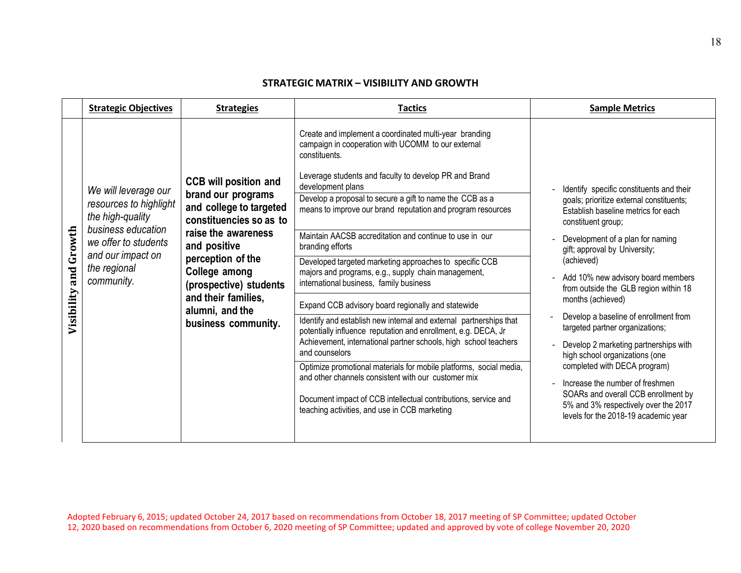## STRATEGIC MATRIX – VISIBILITY AND GROWTH

| | Strategic Objectives | Strategies | Tactics | Sample Metrics |
|---|---|---|---|---|
| **Visibility and Growth** | *We will leverage our resources to highlight the high-quality business education we offer to students and our impact on the regional community.* | **CCB will position and brand our programs and college to targeted constituencies so as to raise the awareness and positive perception of the College among (prospective) students and their families, alumni, and the business community.** | Create and implement a coordinated multi-year branding campaign in cooperation with UCOMM to our external constituents.<br><br>Leverage students and faculty to develop PR and Brand development plans<br><br>Develop a proposal to secure a gift to name the CCB as a means to improve our brand reputation and program resources<br><br>Maintain AACSB accreditation and continue to use in our branding efforts<br><br>Developed targeted marketing approaches to specific CCB majors and programs, e.g., supply chain management, international business, family business<br><br>Expand CCB advisory board regionally and statewide<br><br>Identify and establish new internal and external partnerships that potentially influence reputation and enrollment, e.g. DECA, Jr Achievement, international partner schools, high school teachers and counselors<br><br>Optimize promotional materials for mobile platforms, social media, and other channels consistent with our customer mix<br><br>Document impact of CCB intellectual contributions, service and teaching activities, and use in CCB marketing | - Identify specific constituents and their goals; prioritize external constituents; Establish baseline metrics for each constituent group;<br>- Development of a plan for naming gift; approval by University; (achieved)<br>- Add 10% new advisory board members from outside the GLB region within 18 months (achieved)<br>- Develop a baseline of enrollment from targeted partner organizations;<br>- Develop 2 marketing partnerships with high school organizations (one completed with DECA program)<br>- Increase the number of freshmen SOARs and overall CCB enrollment by 5% and 3% respectively over the 2017 levels for the 2018-19 academic year |

Adopted February 6, 2015; updated October 24, 2017 based on recommendations from October 18, 2017 meeting of SP Committee; updated October 12, 2020 based on recommendations from October 6, 2020 meeting of SP Committee; updated and approved by vote of college November 20, 2020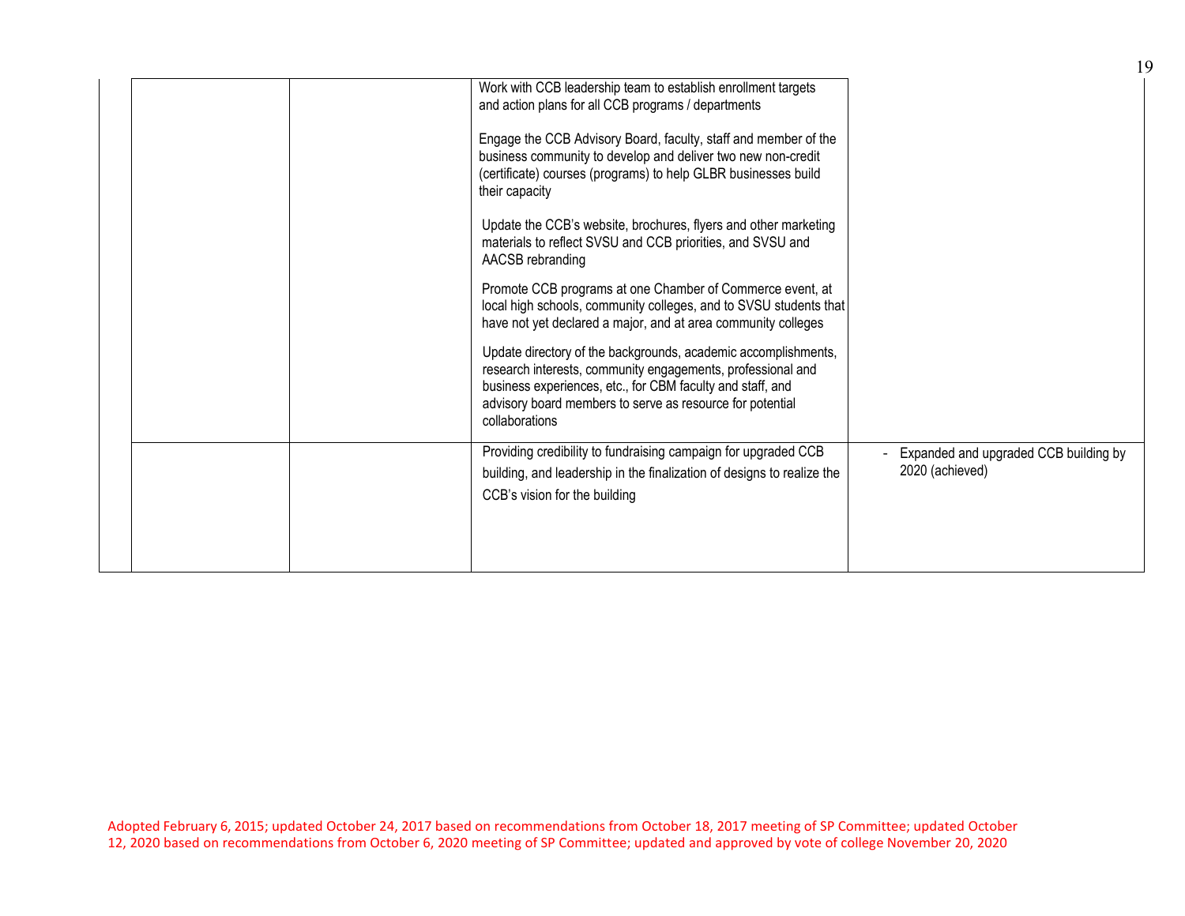| | | | | |
|---|---|---|---|---|
| | | | Work with CCB leadership team to establish enrollment targets and action plans for all CCB programs / departments<br><br>Engage the CCB Advisory Board, faculty, staff and member of the business community to develop and deliver two new non-credit (certificate) courses (programs) to help GLBR businesses build their capacity<br><br>Update the CCB's website, brochures, flyers and other marketing materials to reflect SVSU and CCB priorities, and SVSU and AACSB rebranding<br><br>Promote CCB programs at one Chamber of Commerce event, at local high schools, community colleges, and to SVSU students that have not yet declared a major, and at area community colleges<br><br>Update directory of the backgrounds, academic accomplishments, research interests, community engagements, professional and business experiences, etc., for CBM faculty and staff, and advisory board members to serve as resource for potential collaborations | |
| | | | Providing credibility to fundraising campaign for upgraded CCB building, and leadership in the finalization of designs to realize the CCB's vision for the building | - Expanded and upgraded CCB building by 2020 (achieved) |

Adopted February 6, 2015; updated October 24, 2017 based on recommendations from October 18, 2017 meeting of SP Committee; updated October 12, 2020 based on recommendations from October 6, 2020 meeting of SP Committee; updated and approved by vote of college November 20, 2020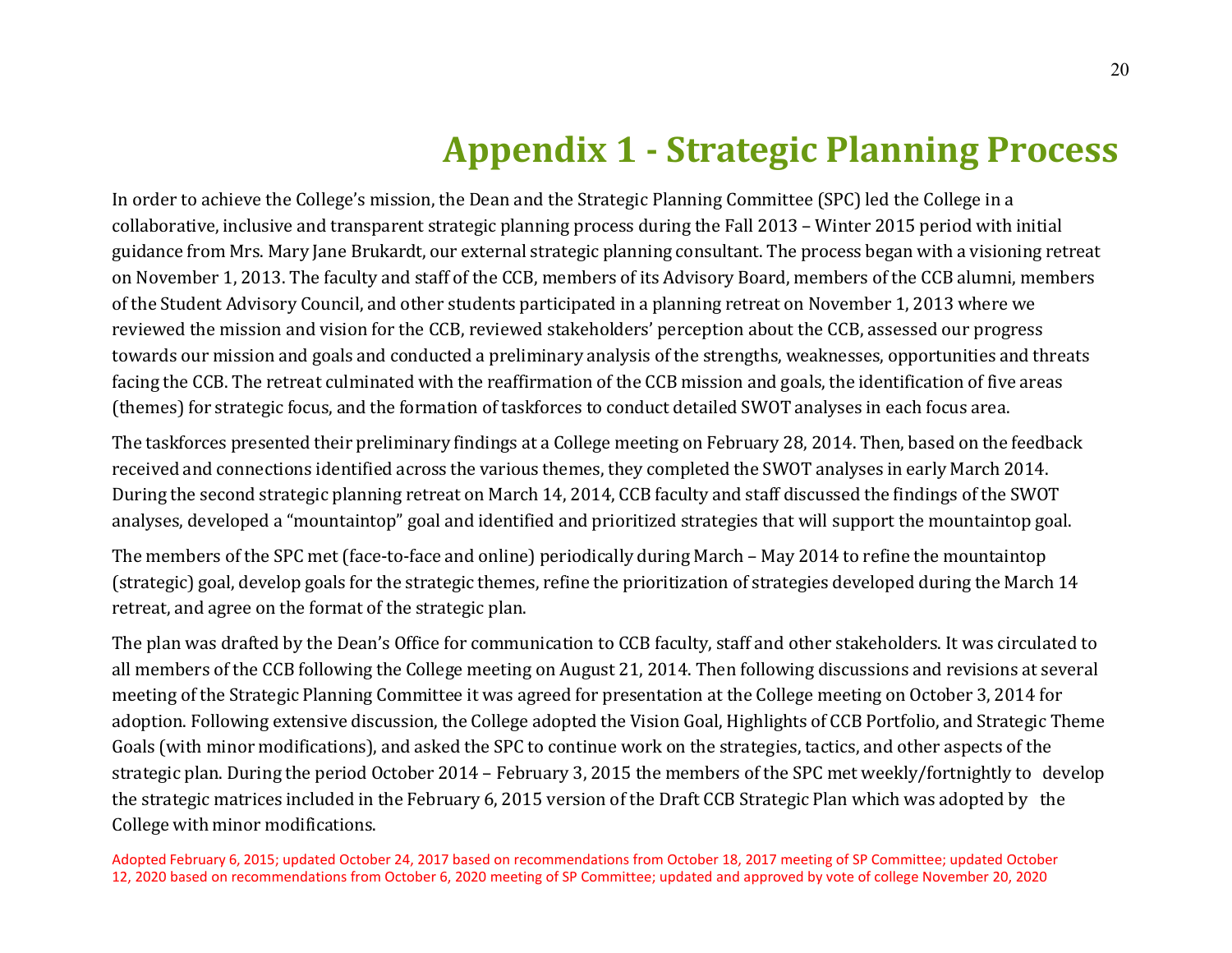# Appendix 1 - Strategic Planning Process

In order to achieve the College's mission, the Dean and the Strategic Planning Committee (SPC) led the College in a collaborative, inclusive and transparent strategic planning process during the Fall 2013 – Winter 2015 period with initial guidance from Mrs. Mary Jane Brukardt, our external strategic planning consultant. The process began with a visioning retreat on November 1, 2013. The faculty and staff of the CCB, members of its Advisory Board, members of the CCB alumni, members of the Student Advisory Council, and other students participated in a planning retreat on November 1, 2013 where we reviewed the mission and vision for the CCB, reviewed stakeholders' perception about the CCB, assessed our progress towards our mission and goals and conducted a preliminary analysis of the strengths, weaknesses, opportunities and threats facing the CCB. The retreat culminated with the reaffirmation of the CCB mission and goals, the identification of five areas (themes) for strategic focus, and the formation of taskforces to conduct detailed SWOT analyses in each focus area.

The taskforces presented their preliminary findings at a College meeting on February 28, 2014. Then, based on the feedback received and connections identified across the various themes, they completed the SWOT analyses in early March 2014. During the second strategic planning retreat on March 14, 2014, CCB faculty and staff discussed the findings of the SWOT analyses, developed a "mountaintop" goal and identified and prioritized strategies that will support the mountaintop goal.

The members of the SPC met (face-to-face and online) periodically during March – May 2014 to refine the mountaintop (strategic) goal, develop goals for the strategic themes, refine the prioritization of strategies developed during the March 14 retreat, and agree on the format of the strategic plan.

The plan was drafted by the Dean's Office for communication to CCB faculty, staff and other stakeholders. It was circulated to all members of the CCB following the College meeting on August 21, 2014. Then following discussions and revisions at several meeting of the Strategic Planning Committee it was agreed for presentation at the College meeting on October 3, 2014 for adoption. Following extensive discussion, the College adopted the Vision Goal, Highlights of CCB Portfolio, and Strategic Theme Goals (with minor modifications), and asked the SPC to continue work on the strategies, tactics, and other aspects of the strategic plan. During the period October 2014 – February 3, 2015 the members of the SPC met weekly/fortnightly to develop the strategic matrices included in the February 6, 2015 version of the Draft CCB Strategic Plan which was adopted by the College with minor modifications.

Adopted February 6, 2015; updated October 24, 2017 based on recommendations from October 18, 2017 meeting of SP Committee; updated October 12, 2020 based on recommendations from October 6, 2020 meeting of SP Committee; updated and approved by vote of college November 20, 2020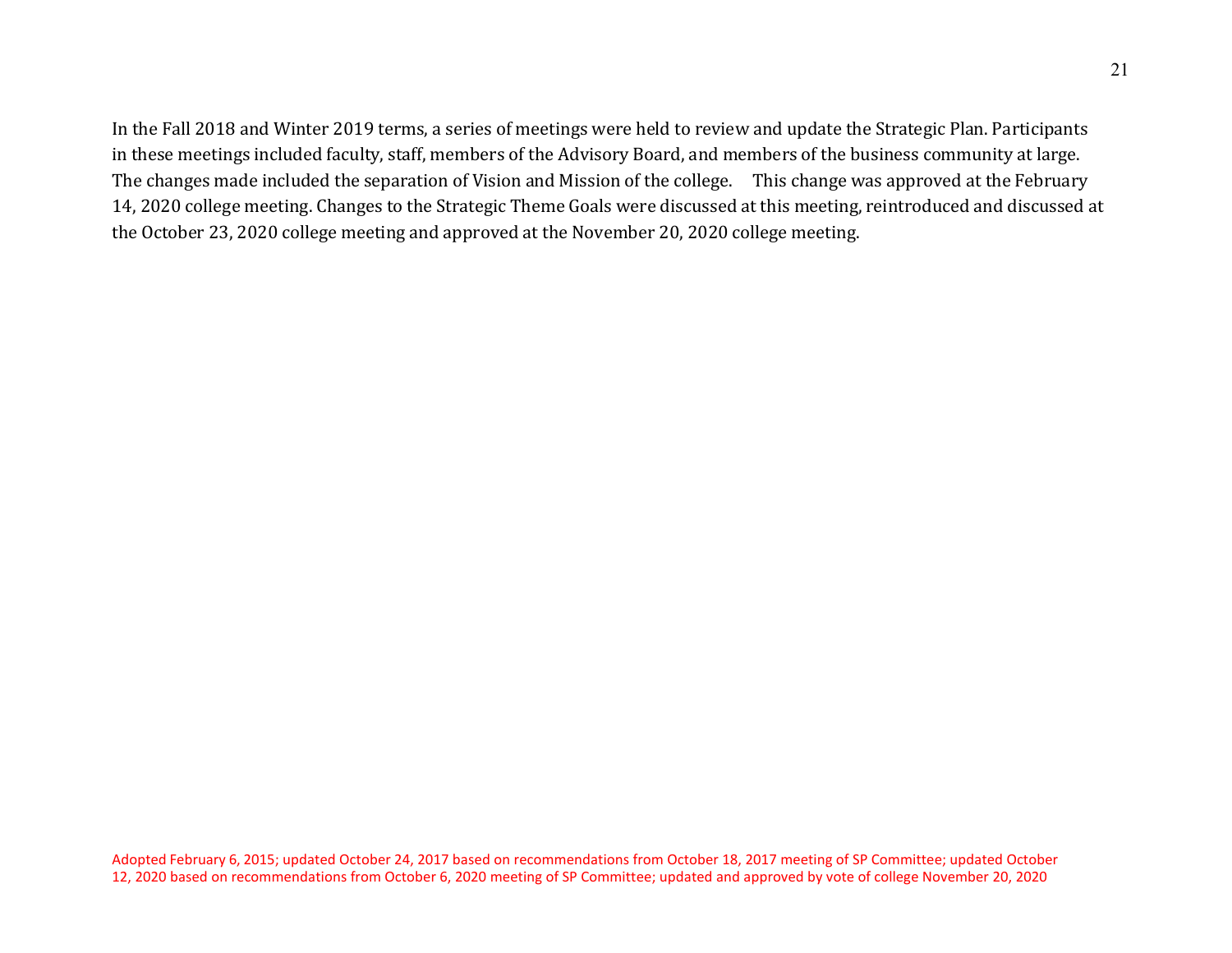In the Fall 2018 and Winter 2019 terms, a series of meetings were held to review and update the Strategic Plan. Participants in these meetings included faculty, staff, members of the Advisory Board, and members of the business community at large. The changes made included the separation of Vision and Mission of the college. This change was approved at the February 14, 2020 college meeting. Changes to the Strategic Theme Goals were discussed at this meeting, reintroduced and discussed at the October 23, 2020 college meeting and approved at the November 20, 2020 college meeting.

Adopted February 6, 2015; updated October 24, 2017 based on recommendations from October 18, 2017 meeting of SP Committee; updated October 12, 2020 based on recommendations from October 6, 2020 meeting of SP Committee; updated and approved by vote of college November 20, 2020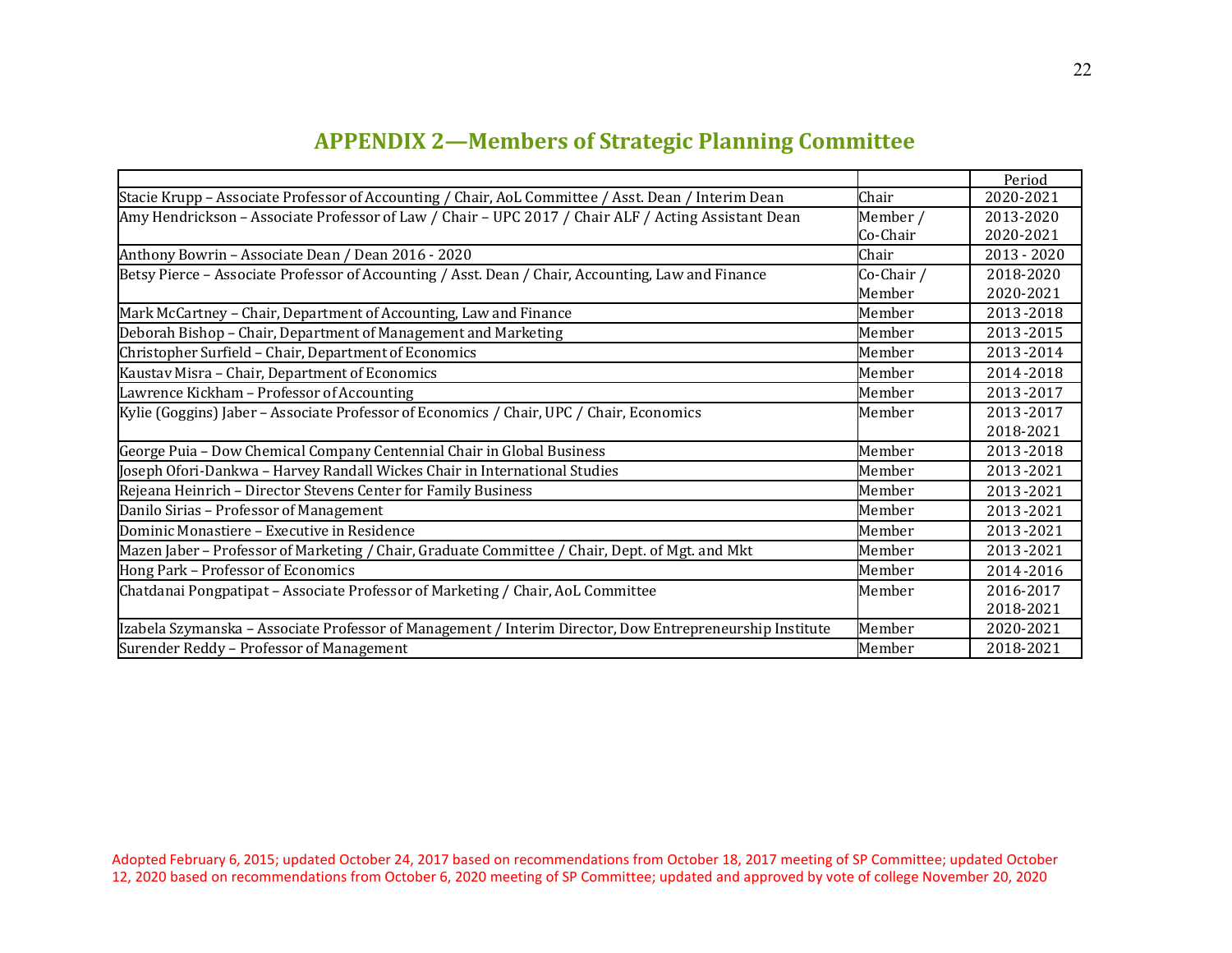## APPENDIX 2—Members of Strategic Planning Committee

| | | Period |
|---|---|---|
| Stacie Krupp – Associate Professor of Accounting / Chair, AoL Committee / Asst. Dean / Interim Dean | Chair | 2020-2021 |
| Amy Hendrickson – Associate Professor of Law / Chair – UPC 2017 / Chair ALF / Acting Assistant Dean | Member / Co-Chair | 2013-2020 2020-2021 |
| Anthony Bowrin – Associate Dean / Dean 2016 - 2020 | Chair | 2013 - 2020 |
| Betsy Pierce – Associate Professor of Accounting / Asst. Dean / Chair, Accounting, Law and Finance | Co-Chair / Member | 2018-2020 2020-2021 |
| Mark McCartney – Chair, Department of Accounting, Law and Finance | Member | 2013-2018 |
| Deborah Bishop – Chair, Department of Management and Marketing | Member | 2013-2015 |
| Christopher Surfield – Chair, Department of Economics | Member | 2013-2014 |
| Kaustav Misra – Chair, Department of Economics | Member | 2014-2018 |
| Lawrence Kickham – Professor of Accounting | Member | 2013-2017 |
| Kylie (Goggins) Jaber – Associate Professor of Economics / Chair, UPC / Chair, Economics | Member | 2013-2017 2018-2021 |
| George Puia – Dow Chemical Company Centennial Chair in Global Business | Member | 2013-2018 |
| Joseph Ofori-Dankwa – Harvey Randall Wickes Chair in International Studies | Member | 2013-2021 |
| Rejeana Heinrich – Director Stevens Center for Family Business | Member | 2013-2021 |
| Danilo Sirias – Professor of Management | Member | 2013-2021 |
| Dominic Monastiere – Executive in Residence | Member | 2013-2021 |
| Mazen Jaber – Professor of Marketing / Chair, Graduate Committee / Chair, Dept. of Mgt. and Mkt | Member | 2013-2021 |
| Hong Park – Professor of Economics | Member | 2014-2016 |
| Chatdanai Pongpatipat – Associate Professor of Marketing / Chair, AoL Committee | Member | 2016-2017 2018-2021 |
| Izabela Szymanska – Associate Professor of Management / Interim Director, Dow Entrepreneurship Institute | Member | 2020-2021 |
| Surender Reddy – Professor of Management | Member | 2018-2021 |

Adopted February 6, 2015; updated October 24, 2017 based on recommendations from October 18, 2017 meeting of SP Committee; updated October 12, 2020 based on recommendations from October 6, 2020 meeting of SP Committee; updated and approved by vote of college November 20, 2020